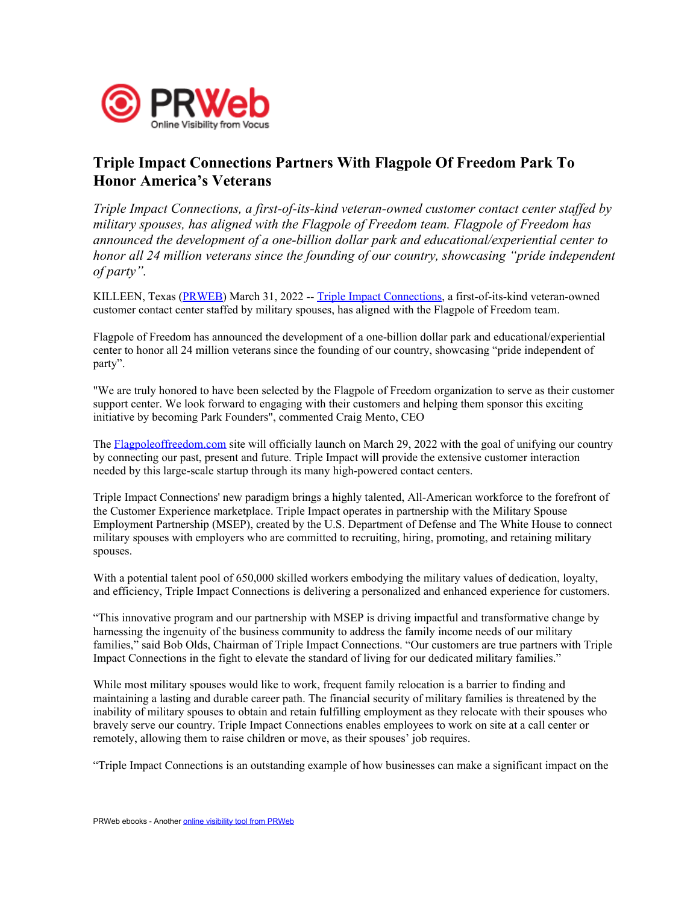# Triple Impact Connections Partners With Flagpole Of Freedom Park To Honor America's Veterans

*Triple Impact Connections, a first-of-its-kind veteran-owned customer contact center staffed by military spouses, has aligned with the Flagpole of Freedom team. Flagpole of Freedom has announced the development of a one-billion dollar park and educational/experiential center to honor all 24 million veterans since the founding of our country, showcasing "pride independent of party".*

KILLEEN, Texas (PRWEB) March 31, 2022 -- Triple Impact Connections, a first-of-its-kind veteran-owned customer contact center staffed by military spouses, has aligned with the Flagpole of Freedom team.

Flagpole of Freedom has announced the development of a one-billion dollar park and educational/experiential center to honor all 24 million veterans since the founding of our country, showcasing "pride independent of party".

"We are truly honored to have been selected by the Flagpole of Freedom organization to serve as their customer support center. We look forward to engaging with their customers and helping them sponsor this exciting initiative by becoming Park Founders", commented Craig Mento, CEO

The Flagpoleoffreedom.com site will officially launch on March 29, 2022 with the goal of unifying our country by connecting our past, present and future. Triple Impact will provide the extensive customer interaction needed by this large-scale startup through its many high-powered contact centers.

Triple Impact Connections' new paradigm brings a highly talented, All-American workforce to the forefront of the Customer Experience marketplace. Triple Impact operates in partnership with the Military Spouse Employment Partnership (MSEP), created by the U.S. Department of Defense and The White House to connect military spouses with employers who are committed to recruiting, hiring, promoting, and retaining military spouses.

With a potential talent pool of 650,000 skilled workers embodying the military values of dedication, loyalty, and efficiency, Triple Impact Connections is delivering a personalized and enhanced experience for customers.

"This innovative program and our partnership with MSEP is driving impactful and transformative change by harnessing the ingenuity of the business community to address the family income needs of our military families," said Bob Olds, Chairman of Triple Impact Connections. "Our customers are true partners with Triple Impact Connections in the fight to elevate the standard of living for our dedicated military families."

While most military spouses would like to work, frequent family relocation is a barrier to finding and maintaining a lasting and durable career path. The financial security of military families is threatened by the inability of military spouses to obtain and retain fulfilling employment as they relocate with their spouses who bravely serve our country. Triple Impact Connections enables employees to work on site at a call center or remotely, allowing them to raise children or move, as their spouses' job requires.

"Triple Impact Connections is an outstanding example of how businesses can make a significant impact on the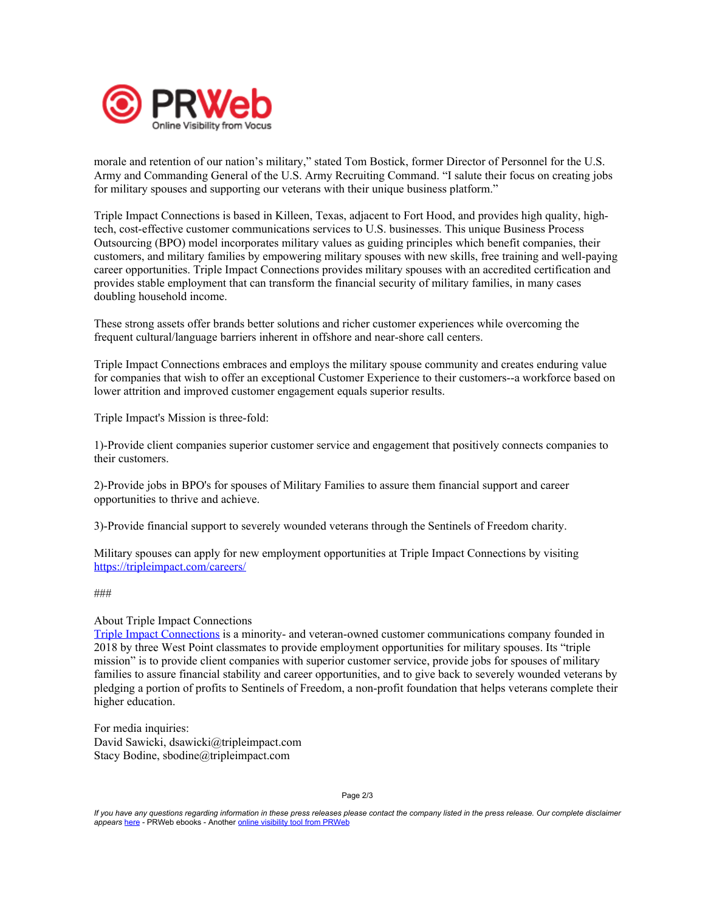morale and retention of our nation's military," stated Tom Bostick, former Director of Personnel for the U.S. Army and Commanding General of the U.S. Army Recruiting Command. "I salute their focus on creating jobs for military spouses and supporting our veterans with their unique business platform."

Triple Impact Connections is based in Killeen, Texas, adjacent to Fort Hood, and provides high quality, high-tech, cost-effective customer communications services to U.S. businesses. This unique Business Process Outsourcing (BPO) model incorporates military values as guiding principles which benefit companies, their customers, and military families by empowering military spouses with new skills, free training and well-paying career opportunities. Triple Impact Connections provides military spouses with an accredited certification and provides stable employment that can transform the financial security of military families, in many cases doubling household income.

These strong assets offer brands better solutions and richer customer experiences while overcoming the frequent cultural/language barriers inherent in offshore and near-shore call centers.

Triple Impact Connections embraces and employs the military spouse community and creates enduring value for companies that wish to offer an exceptional Customer Experience to their customers--a workforce based on lower attrition and improved customer engagement equals superior results.

Triple Impact's Mission is three-fold:

1)-Provide client companies superior customer service and engagement that positively connects companies to their customers.

2)-Provide jobs in BPO's for spouses of Military Families to assure them financial support and career opportunities to thrive and achieve.

3)-Provide financial support to severely wounded veterans through the Sentinels of Freedom charity.

Military spouses can apply for new employment opportunities at Triple Impact Connections by visiting [https://tripleimpact.com/careers/](https://tripleimpact.com/careers/)

###

About Triple Impact Connections
[Triple Impact Connections](https://tripleimpact.com) is a minority- and veteran-owned customer communications company founded in 2018 by three West Point classmates to provide employment opportunities for military spouses. Its "triple mission" is to provide client companies with superior customer service, provide jobs for spouses of military families to assure financial stability and career opportunities, and to give back to severely wounded veterans by pledging a portion of profits to Sentinels of Freedom, a non-profit foundation that helps veterans complete their higher education.

For media inquiries:
David Sawicki, dsawicki@tripleimpact.com
Stacy Bodine, sbodine@tripleimpact.com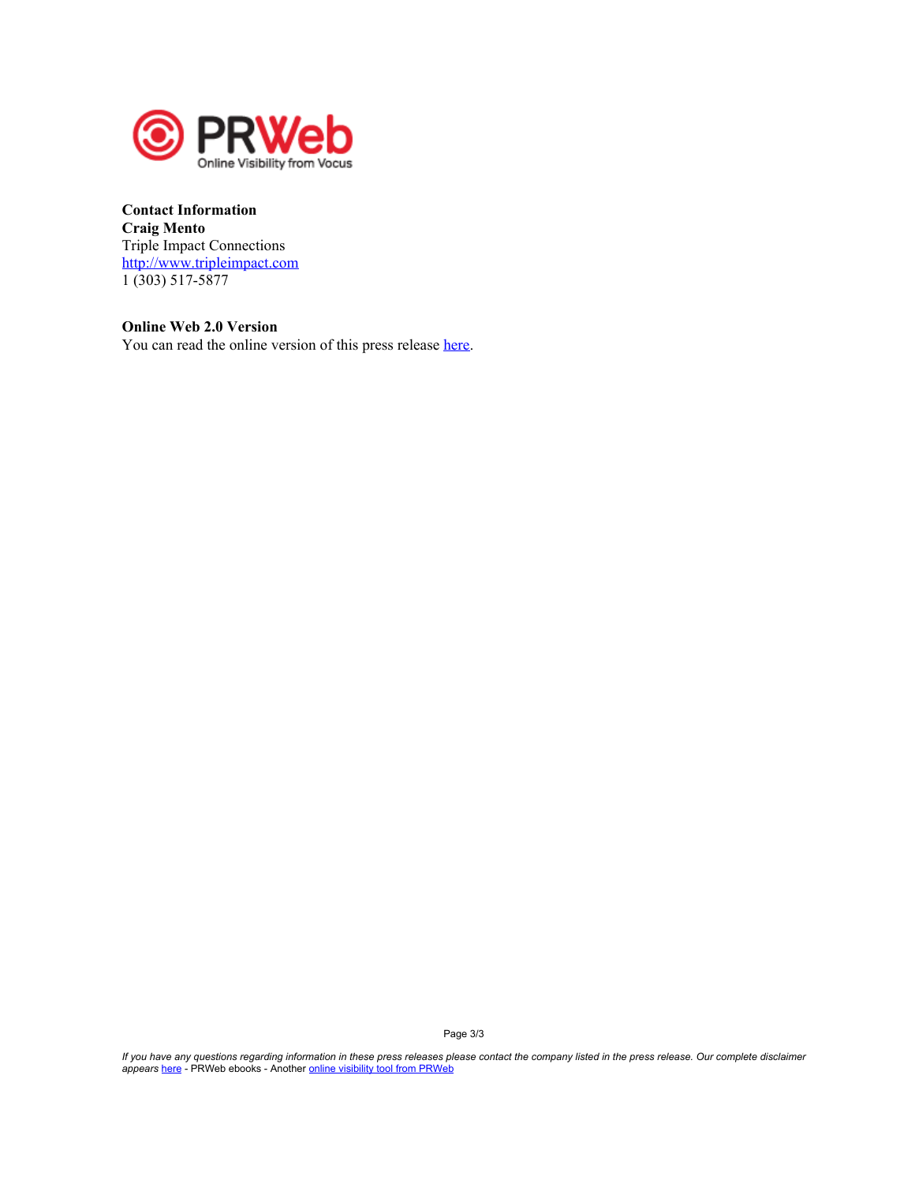**Contact Information**
**Craig Mento**
Triple Impact Connections
http://www.tripleimpact.com
1 (303) 517-5877

**Online Web 2.0 Version**
You can read the online version of this press release here.

*If you have any questions regarding information in these press releases please contact the company listed in the press release. Our complete disclaimer appears here - PRWeb ebooks - Another online visibility tool from PRWeb*